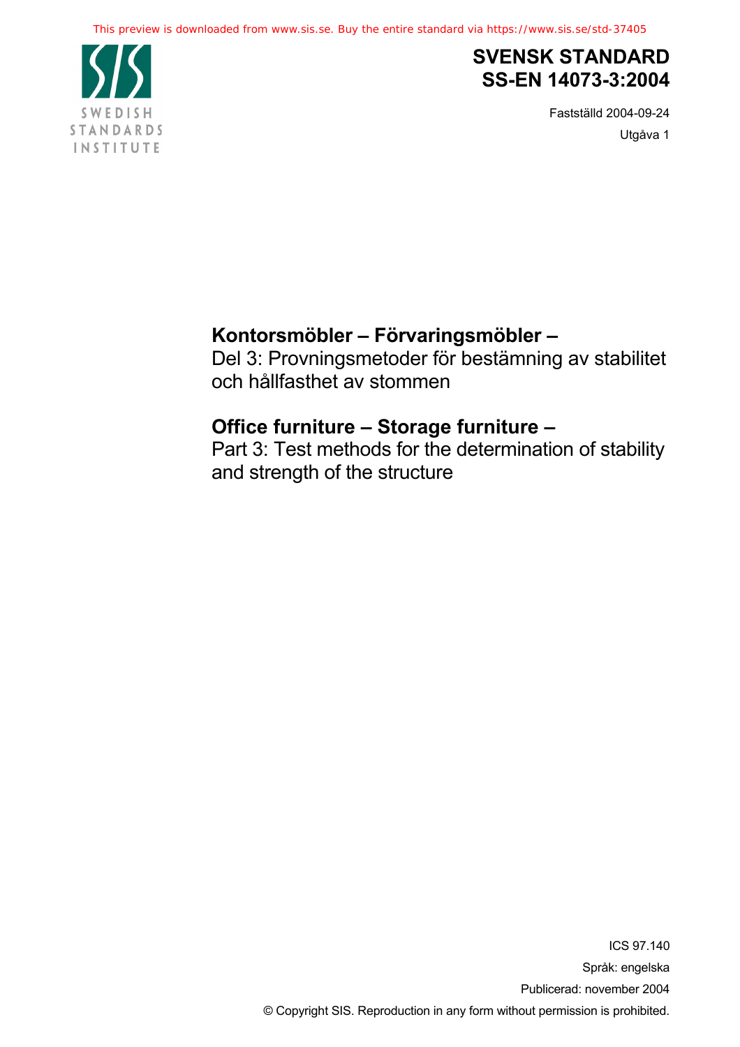This preview is downloaded from www.sis.se. Buy the entire standard via https://www.sis.se/std-37405

SWEDISH STANDARDS INSTITUTE

# SVENSK STANDARD SS-EN 14073-3:2004

Fastställd 2004-09-24

Utgåva 1

## Kontorsmöbler – Förvaringsmöbler –

Del 3: Provningsmetoder för bestämning av stabilitet och hållfasthet av stommen

## Office furniture – Storage furniture –

Part 3: Test methods for the determination of stability and strength of the structure

ICS 97.140

Språk: engelska

Publicerad: november 2004

© Copyright SIS. Reproduction in any form without permission is prohibited.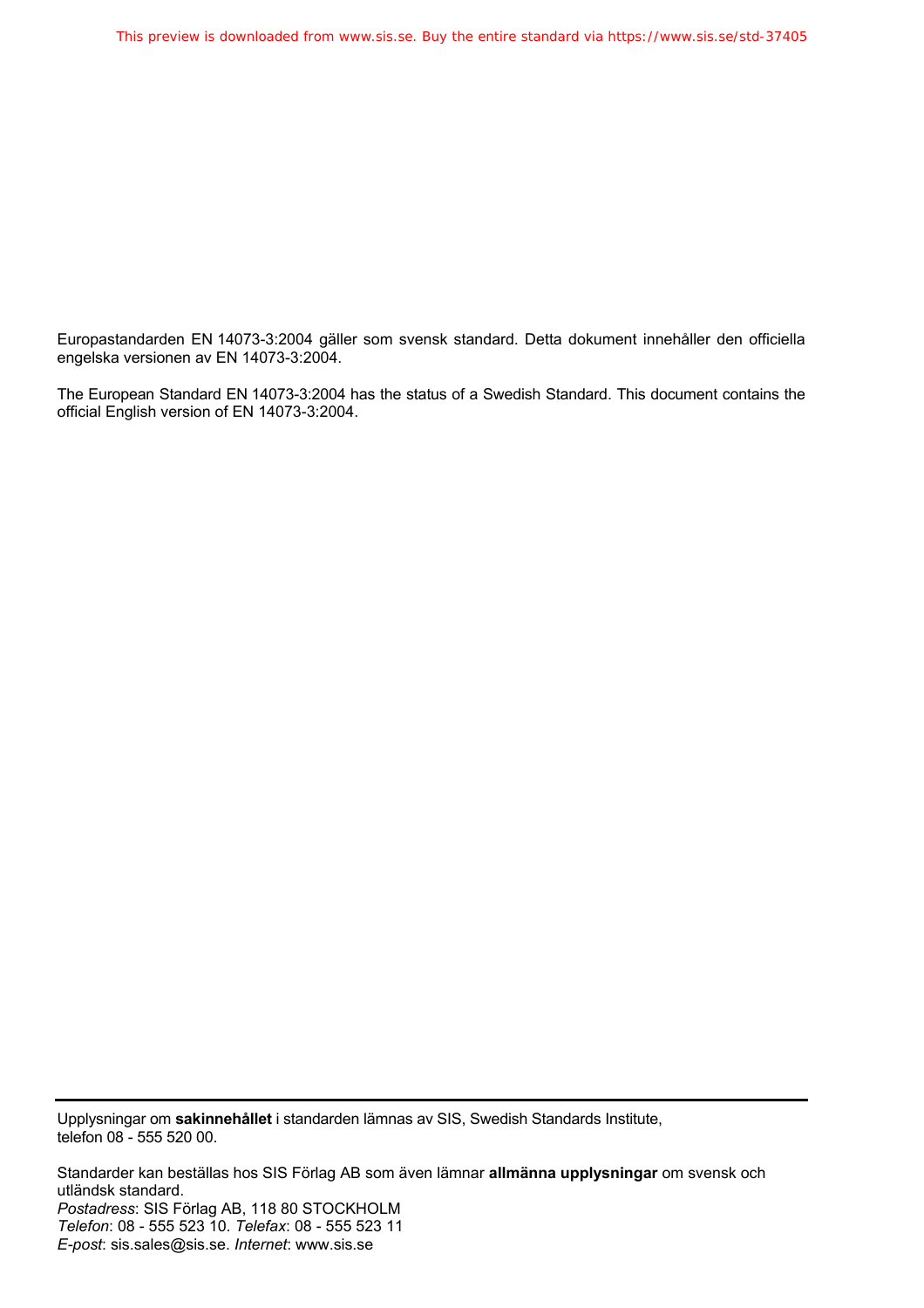Europastandarden EN 14073-3:2004 gäller som svensk standard. Detta dokument innehåller den officiella engelska versionen av EN 14073-3:2004.

The European Standard EN 14073-3:2004 has the status of a Swedish Standard. This document contains the official English version of EN 14073-3:2004.

---

Upplysningar om **sakinnehållet** i standarden lämnas av SIS, Swedish Standards Institute, telefon 08 - 555 520 00.

Standarder kan beställas hos SIS Förlag AB som även lämnar **allmänna upplysningar** om svensk och utländsk standard.
*Postadress*: SIS Förlag AB, 118 80 STOCKHOLM
*Telefon*: 08 - 555 523 10. *Telefax*: 08 - 555 523 11
*E-post*: sis.sales@sis.se. *Internet*: www.sis.se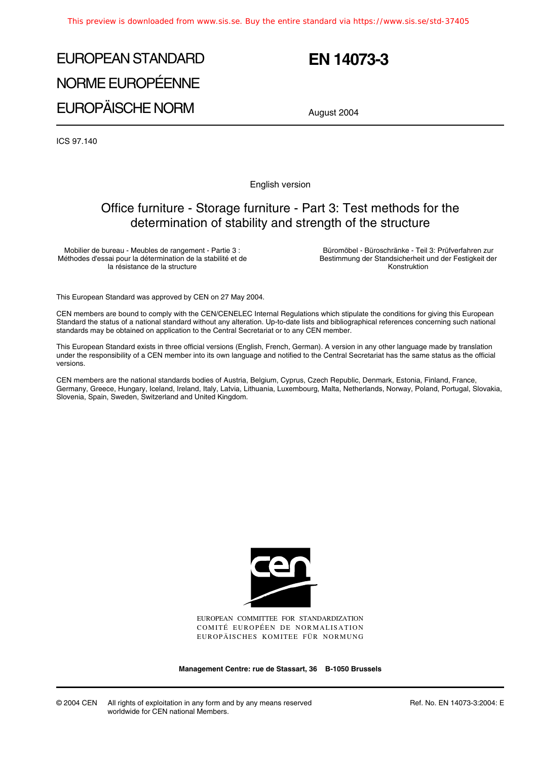# EUROPEAN STANDARD
# NORME EUROPÉENNE
# EUROPÄISCHE NORM

# EN 14073-3

August 2004

ICS 97.140

English version

## Office furniture - Storage furniture - Part 3: Test methods for the determination of stability and strength of the structure

Mobilier de bureau - Meubles de rangement - Partie 3 : Méthodes d'essai pour la détermination de la stabilité et de la résistance de la structure

Büromöbel - Büroschränke - Teil 3: Prüfverfahren zur Bestimmung der Standsicherheit und der Festigkeit der Konstruktion

This European Standard was approved by CEN on 27 May 2004.

CEN members are bound to comply with the CEN/CENELEC Internal Regulations which stipulate the conditions for giving this European Standard the status of a national standard without any alteration. Up-to-date lists and bibliographical references concerning such national standards may be obtained on application to the Central Secretariat or to any CEN member.

This European Standard exists in three official versions (English, French, German). A version in any other language made by translation under the responsibility of a CEN member into its own language and notified to the Central Secretariat has the same status as the official versions.

CEN members are the national standards bodies of Austria, Belgium, Cyprus, Czech Republic, Denmark, Estonia, Finland, France, Germany, Greece, Hungary, Iceland, Ireland, Italy, Latvia, Lithuania, Luxembourg, Malta, Netherlands, Norway, Poland, Portugal, Slovakia, Slovenia, Spain, Sweden, Switzerland and United Kingdom.

EUROPEAN COMMITTEE FOR STANDARDIZATION
COMITÉ EUROPÉEN DE NORMALISATION
EUROPÄISCHES KOMITEE FÜR NORMUNG

**Management Centre: rue de Stassart, 36 B-1050 Brussels**

© 2004 CEN All rights of exploitation in any form and by any means reserved worldwide for CEN national Members.

Ref. No. EN 14073-3:2004: E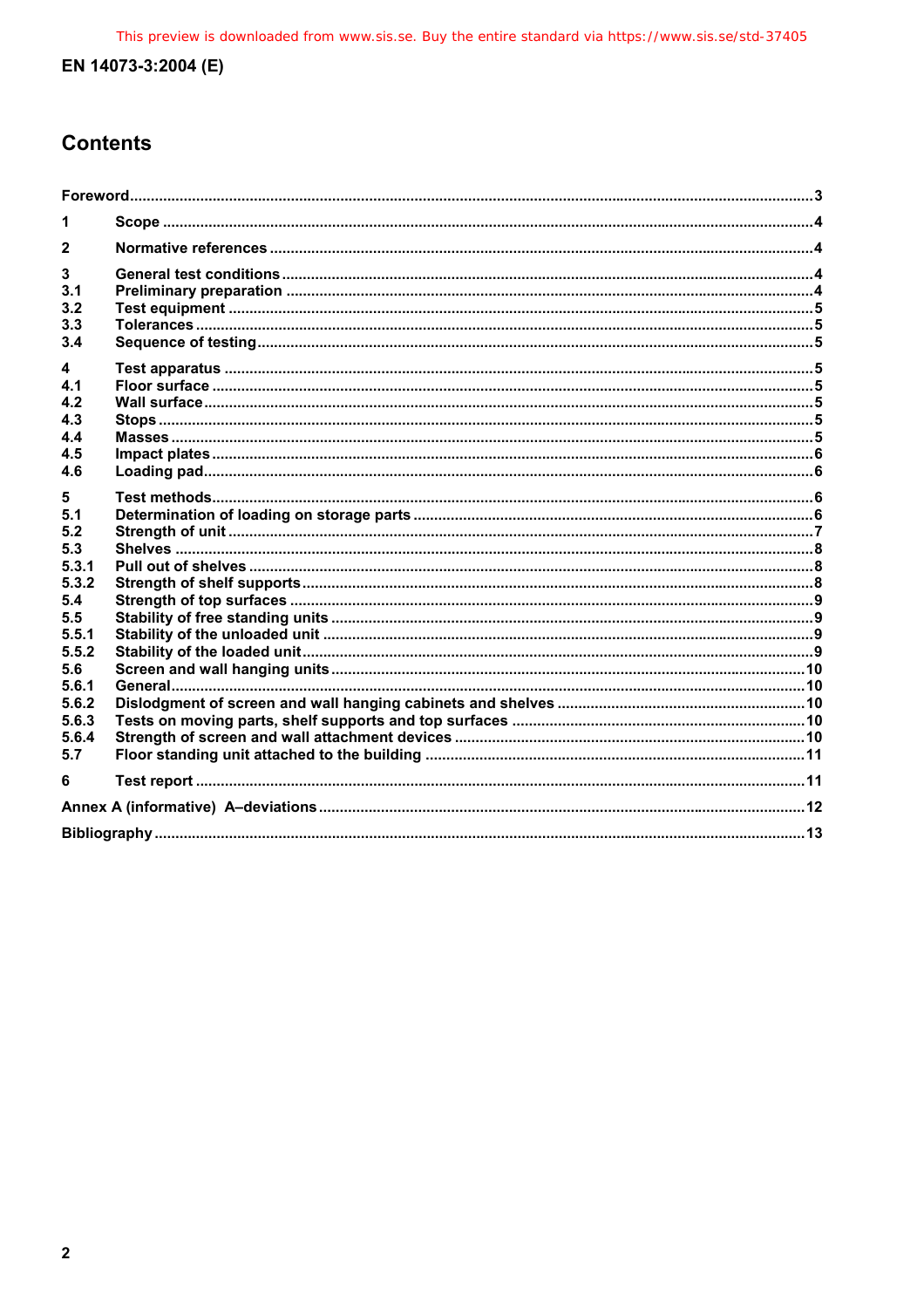## Contents

Foreword ... 3

1 Scope ... 4

2 Normative references ... 4

3 General test conditions ... 4
3.1 Preliminary preparation ... 4
3.2 Test equipment ... 5
3.3 Tolerances ... 5
3.4 Sequence of testing ... 5

4 Test apparatus ... 5
4.1 Floor surface ... 5
4.2 Wall surface ... 5
4.3 Stops ... 5
4.4 Masses ... 5
4.5 Impact plates ... 6
4.6 Loading pad ... 6

5 Test methods ... 6
5.1 Determination of loading on storage parts ... 6
5.2 Strength of unit ... 7
5.3 Shelves ... 8
5.3.1 Pull out of shelves ... 8
5.3.2 Strength of shelf supports ... 8
5.4 Strength of top surfaces ... 9
5.5 Stability of free standing units ... 9
5.5.1 Stability of the unloaded unit ... 9
5.5.2 Stability of the loaded unit ... 9
5.6 Screen and wall hanging units ... 10
5.6.1 General ... 10
5.6.2 Dislodgment of screen and wall hanging cabinets and shelves ... 10
5.6.3 Tests on moving parts, shelf supports and top surfaces ... 10
5.6.4 Strength of screen and wall attachment devices ... 10
5.7 Floor standing unit attached to the building ... 11

6 Test report ... 11

Annex A (informative) A–deviations ... 12

Bibliography ... 13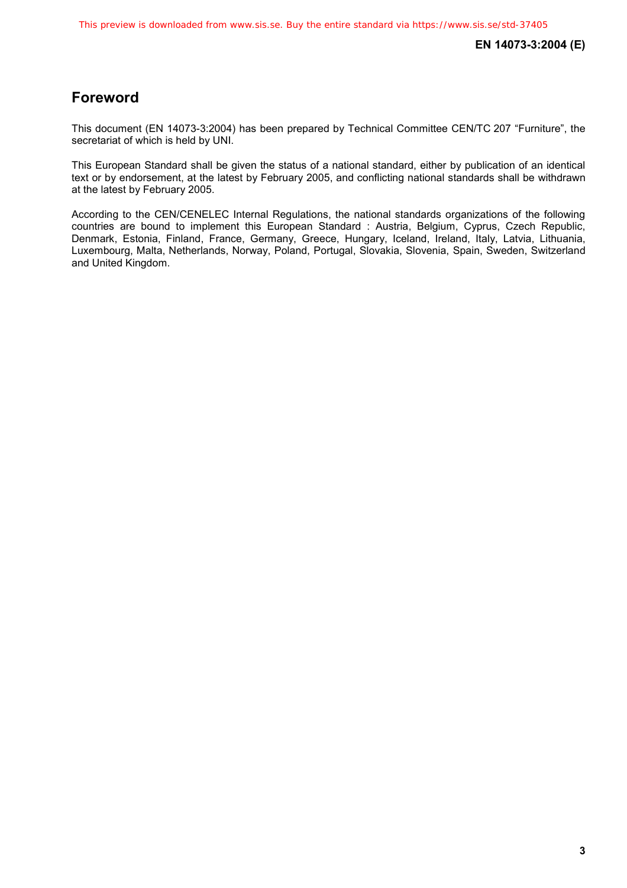# Foreword

This document (EN 14073-3:2004) has been prepared by Technical Committee CEN/TC 207 “Furniture”, the secretariat of which is held by UNI.

This European Standard shall be given the status of a national standard, either by publication of an identical text or by endorsement, at the latest by February 2005, and conflicting national standards shall be withdrawn at the latest by February 2005.

According to the CEN/CENELEC Internal Regulations, the national standards organizations of the following countries are bound to implement this European Standard : Austria, Belgium, Cyprus, Czech Republic, Denmark, Estonia, Finland, France, Germany, Greece, Hungary, Iceland, Ireland, Italy, Latvia, Lithuania, Luxembourg, Malta, Netherlands, Norway, Poland, Portugal, Slovakia, Slovenia, Spain, Sweden, Switzerland and United Kingdom.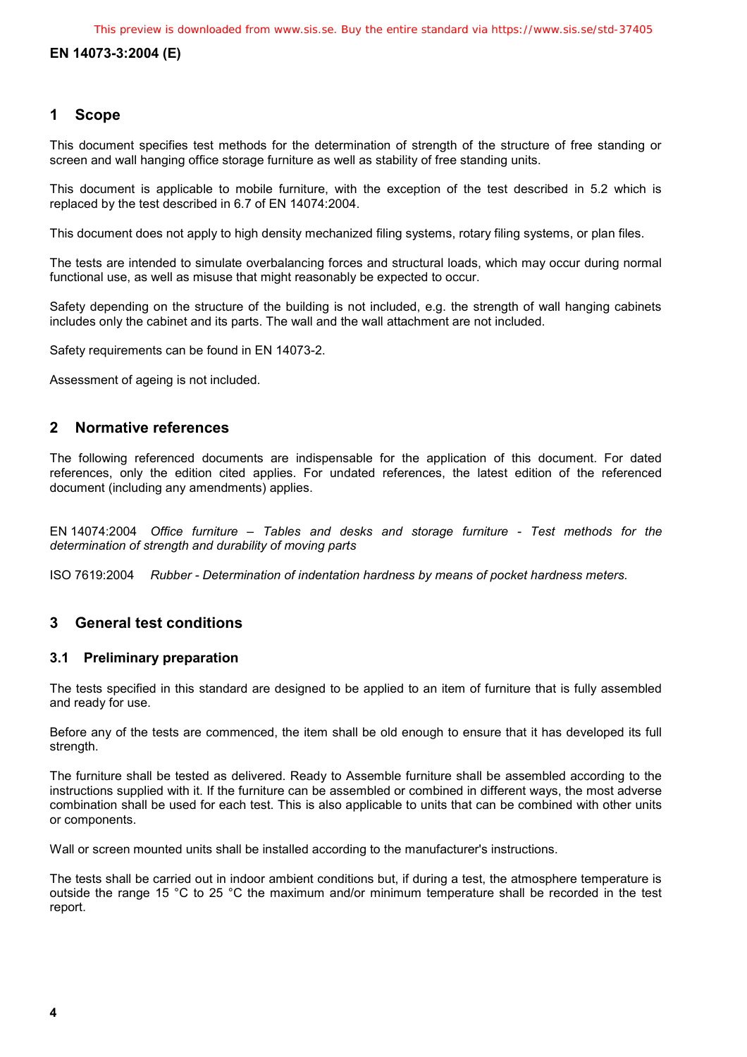## 1 Scope

This document specifies test methods for the determination of strength of the structure of free standing or screen and wall hanging office storage furniture as well as stability of free standing units.

This document is applicable to mobile furniture, with the exception of the test described in 5.2 which is replaced by the test described in 6.7 of EN 14074:2004.

This document does not apply to high density mechanized filing systems, rotary filing systems, or plan files.

The tests are intended to simulate overbalancing forces and structural loads, which may occur during normal functional use, as well as misuse that might reasonably be expected to occur.

Safety depending on the structure of the building is not included, e.g. the strength of wall hanging cabinets includes only the cabinet and its parts. The wall and the wall attachment are not included.

Safety requirements can be found in EN 14073-2.

Assessment of ageing is not included.

## 2 Normative references

The following referenced documents are indispensable for the application of this document. For dated references, only the edition cited applies. For undated references, the latest edition of the referenced document (including any amendments) applies.

EN 14074:2004 *Office furniture – Tables and desks and storage furniture - Test methods for the determination of strength and durability of moving parts*

ISO 7619:2004 *Rubber - Determination of indentation hardness by means of pocket hardness meters.*

## 3 General test conditions

### 3.1 Preliminary preparation

The tests specified in this standard are designed to be applied to an item of furniture that is fully assembled and ready for use.

Before any of the tests are commenced, the item shall be old enough to ensure that it has developed its full strength.

The furniture shall be tested as delivered. Ready to Assemble furniture shall be assembled according to the instructions supplied with it. If the furniture can be assembled or combined in different ways, the most adverse combination shall be used for each test. This is also applicable to units that can be combined with other units or components.

Wall or screen mounted units shall be installed according to the manufacturer's instructions.

The tests shall be carried out in indoor ambient conditions but, if during a test, the atmosphere temperature is outside the range 15 °C to 25 °C the maximum and/or minimum temperature shall be recorded in the test report.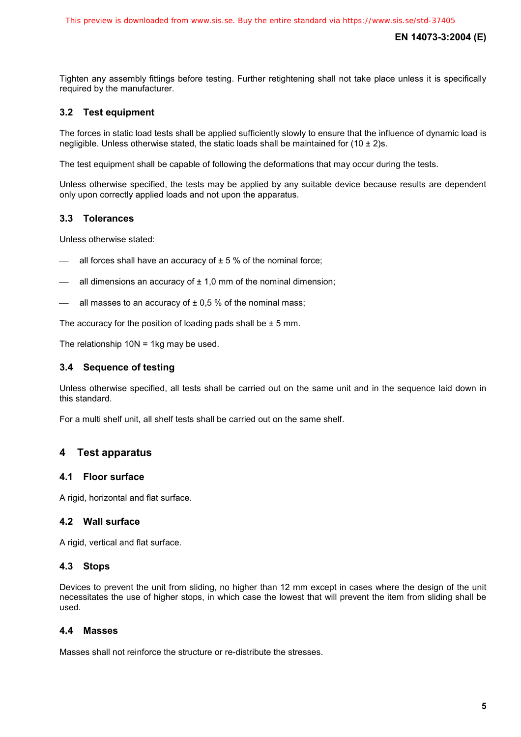Tighten any assembly fittings before testing. Further retightening shall not take place unless it is specifically required by the manufacturer.

### 3.2 Test equipment

The forces in static load tests shall be applied sufficiently slowly to ensure that the influence of dynamic load is negligible. Unless otherwise stated, the static loads shall be maintained for (10 ± 2)s.

The test equipment shall be capable of following the deformations that may occur during the tests.

Unless otherwise specified, the tests may be applied by any suitable device because results are dependent only upon correctly applied loads and not upon the apparatus.

### 3.3 Tolerances

Unless otherwise stated:

- all forces shall have an accuracy of ± 5 % of the nominal force;
- all dimensions an accuracy of ± 1,0 mm of the nominal dimension;
- all masses to an accuracy of ± 0,5 % of the nominal mass;

The accuracy for the position of loading pads shall be ± 5 mm.

The relationship 10N = 1kg may be used.

### 3.4 Sequence of testing

Unless otherwise specified, all tests shall be carried out on the same unit and in the sequence laid down in this standard.

For a multi shelf unit, all shelf tests shall be carried out on the same shelf.

## 4 Test apparatus

### 4.1 Floor surface

A rigid, horizontal and flat surface.

### 4.2 Wall surface

A rigid, vertical and flat surface.

### 4.3 Stops

Devices to prevent the unit from sliding, no higher than 12 mm except in cases where the design of the unit necessitates the use of higher stops, in which case the lowest that will prevent the item from sliding shall be used.

### 4.4 Masses

Masses shall not reinforce the structure or re-distribute the stresses.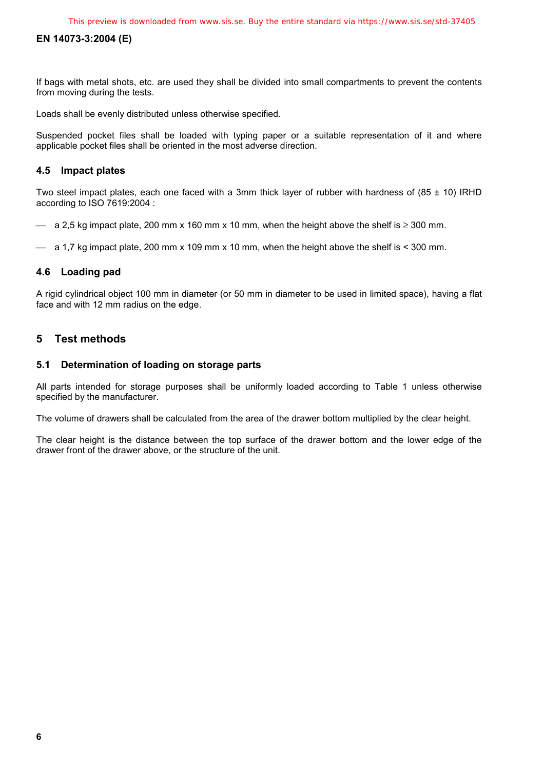If bags with metal shots, etc. are used they shall be divided into small compartments to prevent the contents from moving during the tests.

Loads shall be evenly distributed unless otherwise specified.

Suspended pocket files shall be loaded with typing paper or a suitable representation of it and where applicable pocket files shall be oriented in the most adverse direction.

### 4.5 Impact plates

Two steel impact plates, each one faced with a 3mm thick layer of rubber with hardness of (85 ± 10) IRHD according to ISO 7619:2004 :

- a 2,5 kg impact plate, 200 mm x 160 mm x 10 mm, when the height above the shelf is ≥ 300 mm.
- a 1,7 kg impact plate, 200 mm x 109 mm x 10 mm, when the height above the shelf is < 300 mm.

### 4.6 Loading pad

A rigid cylindrical object 100 mm in diameter (or 50 mm in diameter to be used in limited space), having a flat face and with 12 mm radius on the edge.

## 5 Test methods

### 5.1 Determination of loading on storage parts

All parts intended for storage purposes shall be uniformly loaded according to Table 1 unless otherwise specified by the manufacturer.

The volume of drawers shall be calculated from the area of the drawer bottom multiplied by the clear height.

The clear height is the distance between the top surface of the drawer bottom and the lower edge of the drawer front of the drawer above, or the structure of the unit.